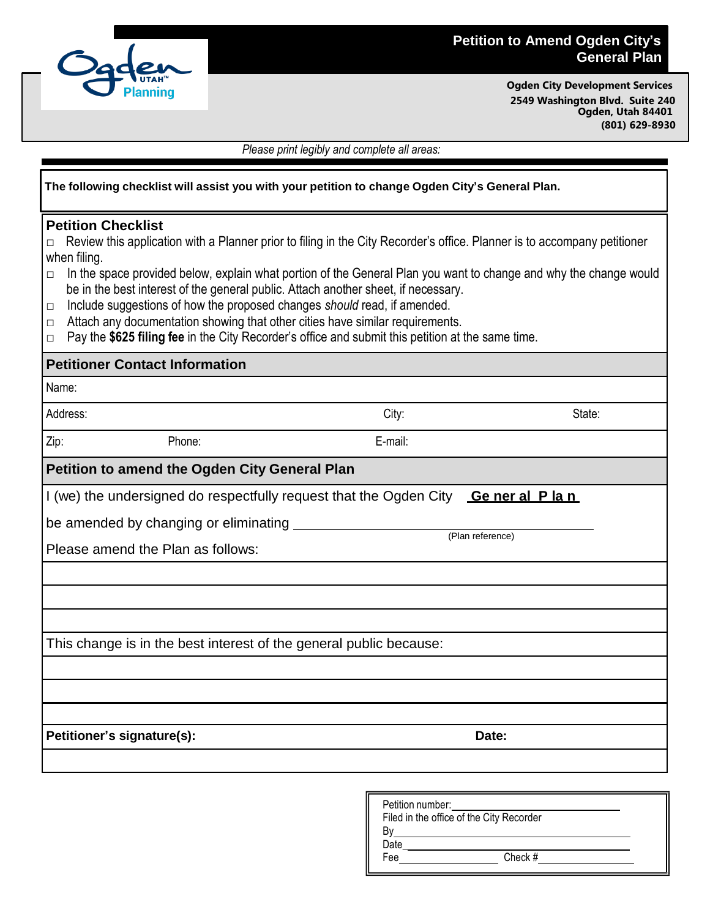# Petition to Amend Ogden City's General Plan

**Ogden City Development Services**
**2549 Washington Blvd. Suite 240**
**Ogden, Utah 84401**
**(801) 629-8930**

*Please print legibly and complete all areas:*

**The following checklist will assist you with your petition to change Ogden City's General Plan.**

## Petition Checklist

- □ Review this application with a Planner prior to filing in the City Recorder's office. Planner is to accompany petitioner when filing.
- □ In the space provided below, explain what portion of the General Plan you want to change and why the change would be in the best interest of the general public. Attach another sheet, if necessary.
- □ Include suggestions of how the proposed changes *should* read, if amended.
- □ Attach any documentation showing that other cities have similar requirements.
- □ Pay the **$625 filing fee** in the City Recorder's office and submit this petition at the same time.

## Petitioner Contact Information

Name:

Address: City: State:

Zip: Phone: E-mail:

## Petition to amend the Ogden City General Plan

I (we) the undersigned do respectfully request that the Ogden City General Plan

be amended by changing or eliminating ______________________________
(Plan reference)

Please amend the Plan as follows:

This change is in the best interest of the general public because:

**Petitioner's signature(s):** **Date:**

Petition number: ______________________
Filed in the office of the City Recorder
By ______________________
Date ______________________
Fee ____________ Check # ____________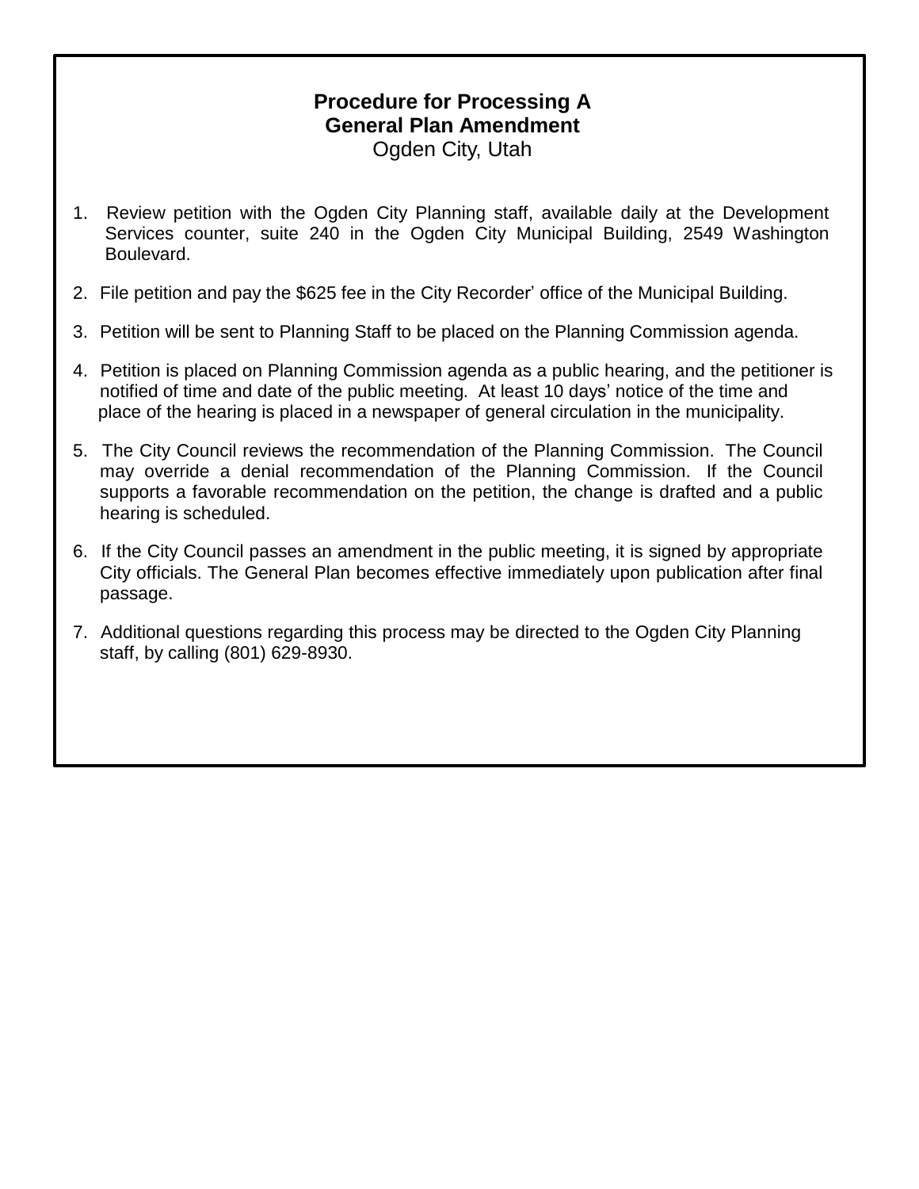**Procedure for Processing A General Plan Amendment**

Ogden City, Utah

1. Review petition with the Ogden City Planning staff, available daily at the Development Services counter, suite 240 in the Ogden City Municipal Building, 2549 Washington Boulevard.
2. File petition and pay the $625 fee in the City Recorder' office of the Municipal Building.
3. Petition will be sent to Planning Staff to be placed on the Planning Commission agenda.
4. Petition is placed on Planning Commission agenda as a public hearing, and the petitioner is notified of time and date of the public meeting. At least 10 days' notice of the time and place of the hearing is placed in a newspaper of general circulation in the municipality.
5. The City Council reviews the recommendation of the Planning Commission. The Council may override a denial recommendation of the Planning Commission. If the Council supports a favorable recommendation on the petition, the change is drafted and a public hearing is scheduled.
6. If the City Council passes an amendment in the public meeting, it is signed by appropriate City officials. The General Plan becomes effective immediately upon publication after final passage.
7. Additional questions regarding this process may be directed to the Ogden City Planning staff, by calling (801) 629-8930.